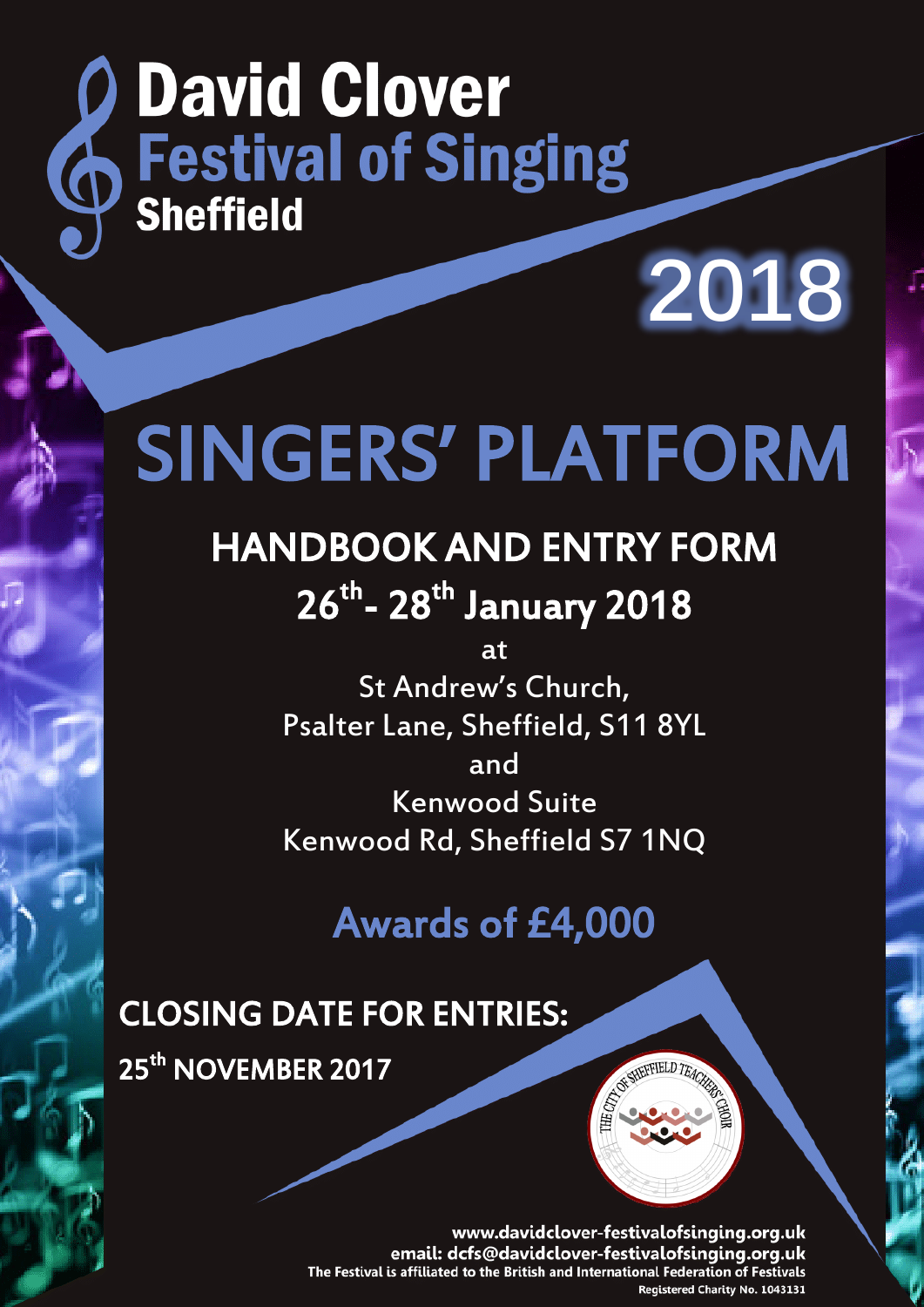# David Clover Festival of Singing Sheffield

## 2018

# SINGERS' PLATFORM

## HANDBOOK AND ENTRY FORM

## 26th - 28th January 2018

at

St Andrew's Church,
Psalter Lane, Sheffield, S11 8YL

and

Kenwood Suite
Kenwood Rd, Sheffield S7 1NQ

## Awards of £4,000

**CLOSING DATE FOR ENTRIES:**

**25th NOVEMBER 2017**

THE CITY OF SHEFFIELD TEACHERS' CHOIR

www.davidclover-festivalofsinging.org.uk
email: dcfs@davidclover-festivalofsinging.org.uk
The Festival is affiliated to the British and International Federation of Festivals
Registered Charity No. 1043131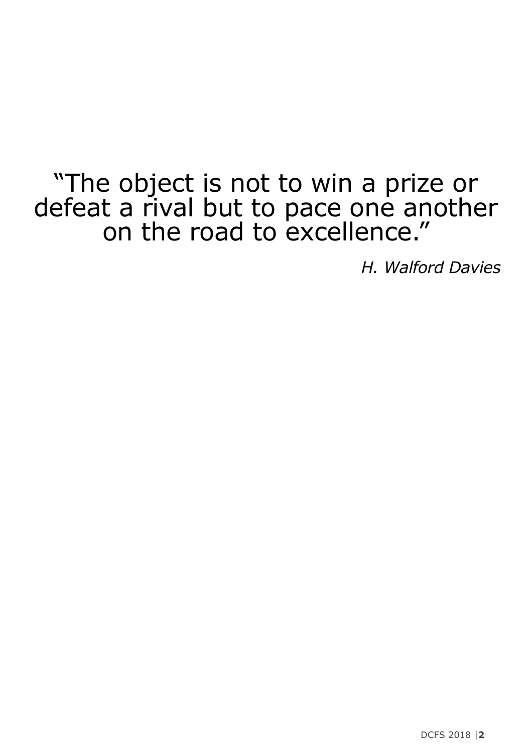"The object is not to win a prize or defeat a rival but to pace one another on the road to excellence."

*H. Walford Davies*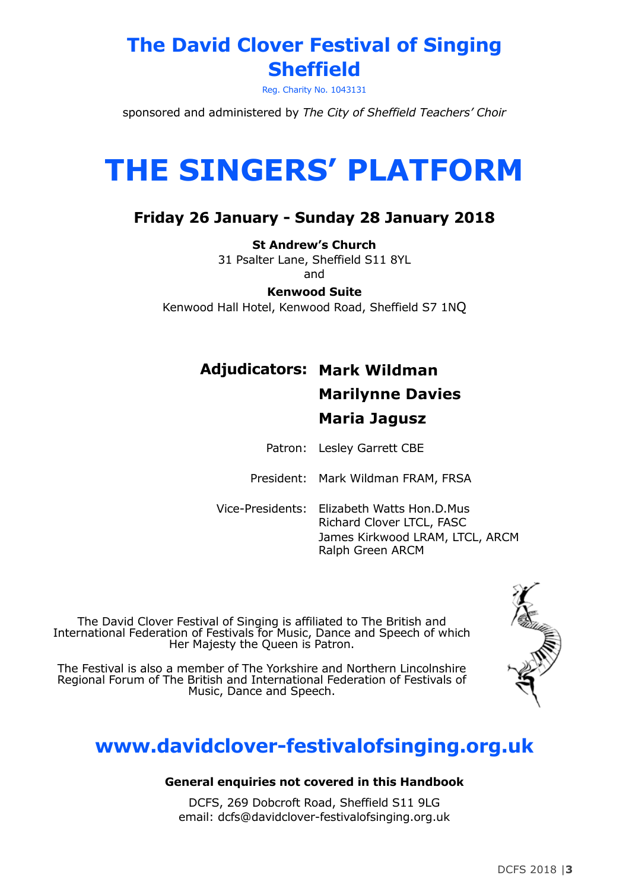# The David Clover Festival of Singing Sheffield

Reg. Charity No. 1043131

sponsored and administered by *The City of Sheffield Teachers' Choir*

# THE SINGERS' PLATFORM

## Friday 26 January - Sunday 28 January 2018

**St Andrew's Church**
31 Psalter Lane, Sheffield S11 8YL
and

**Kenwood Suite**
Kenwood Hall Hotel, Kenwood Road, Sheffield S7 1NQ

**Adjudicators:** **Mark Wildman**
**Marilynne Davies**
**Maria Jagusz**

Patron: Lesley Garrett CBE

President: Mark Wildman FRAM, FRSA

Vice-Presidents: Elizabeth Watts Hon.D.Mus
Richard Clover LTCL, FASC
James Kirkwood LRAM, LTCL, ARCM
Ralph Green ARCM

The David Clover Festival of Singing is affiliated to The British and International Federation of Festivals for Music, Dance and Speech of which Her Majesty the Queen is Patron.

The Festival is also a member of The Yorkshire and Northern Lincolnshire Regional Forum of The British and International Federation of Festivals of Music, Dance and Speech.

## www.davidclover-festivalofsinging.org.uk

**General enquiries not covered in this Handbook**

DCFS, 269 Dobcroft Road, Sheffield S11 9LG
email: dcfs@davidclover-festivalofsinging.org.uk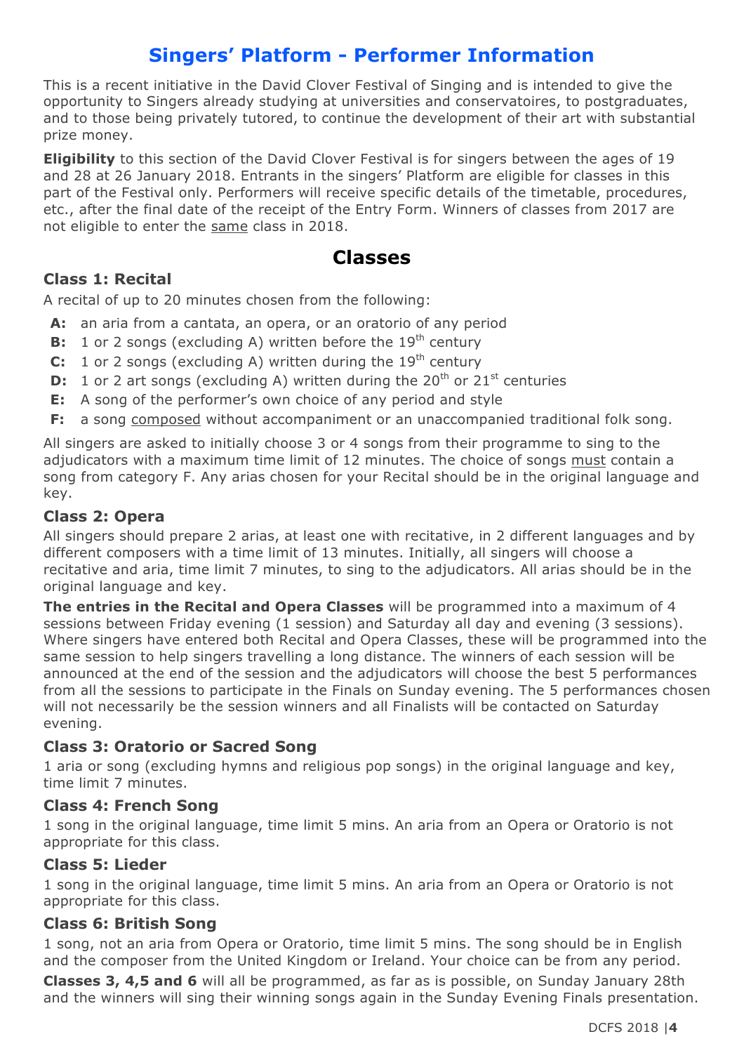# Singers' Platform - Performer Information

This is a recent initiative in the David Clover Festival of Singing and is intended to give the opportunity to Singers already studying at universities and conservatoires, to postgraduates, and to those being privately tutored, to continue the development of their art with substantial prize money.

**Eligibility** to this section of the David Clover Festival is for singers between the ages of 19 and 28 at 26 January 2018. Entrants in the singers' Platform are eligible for classes in this part of the Festival only. Performers will receive specific details of the timetable, procedures, etc., after the final date of the receipt of the Entry Form. Winners of classes from 2017 are not eligible to enter the same class in 2018.

## Classes

### Class 1: Recital

A recital of up to 20 minutes chosen from the following:

- **A:** an aria from a cantata, an opera, or an oratorio of any period
- **B:** 1 or 2 songs (excluding A) written before the 19th century
- **C:** 1 or 2 songs (excluding A) written during the 19th century
- **D:** 1 or 2 art songs (excluding A) written during the 20th or 21st centuries
- **E:** A song of the performer's own choice of any period and style
- **F:** a song composed without accompaniment or an unaccompanied traditional folk song.

All singers are asked to initially choose 3 or 4 songs from their programme to sing to the adjudicators with a maximum time limit of 12 minutes. The choice of songs must contain a song from category F. Any arias chosen for your Recital should be in the original language and key.

### Class 2: Opera

All singers should prepare 2 arias, at least one with recitative, in 2 different languages and by different composers with a time limit of 13 minutes. Initially, all singers will choose a recitative and aria, time limit 7 minutes, to sing to the adjudicators. All arias should be in the original language and key.

**The entries in the Recital and Opera Classes** will be programmed into a maximum of 4 sessions between Friday evening (1 session) and Saturday all day and evening (3 sessions). Where singers have entered both Recital and Opera Classes, these will be programmed into the same session to help singers travelling a long distance. The winners of each session will be announced at the end of the session and the adjudicators will choose the best 5 performances from all the sessions to participate in the Finals on Sunday evening. The 5 performances chosen will not necessarily be the session winners and all Finalists will be contacted on Saturday evening.

### Class 3: Oratorio or Sacred Song

1 aria or song (excluding hymns and religious pop songs) in the original language and key, time limit 7 minutes.

### Class 4: French Song

1 song in the original language, time limit 5 mins. An aria from an Opera or Oratorio is not appropriate for this class.

### Class 5: Lieder

1 song in the original language, time limit 5 mins. An aria from an Opera or Oratorio is not appropriate for this class.

### Class 6: British Song

1 song, not an aria from Opera or Oratorio, time limit 5 mins. The song should be in English and the composer from the United Kingdom or Ireland. Your choice can be from any period.

**Classes 3, 4,5 and 6** will all be programmed, as far as is possible, on Sunday January 28th and the winners will sing their winning songs again in the Sunday Evening Finals presentation.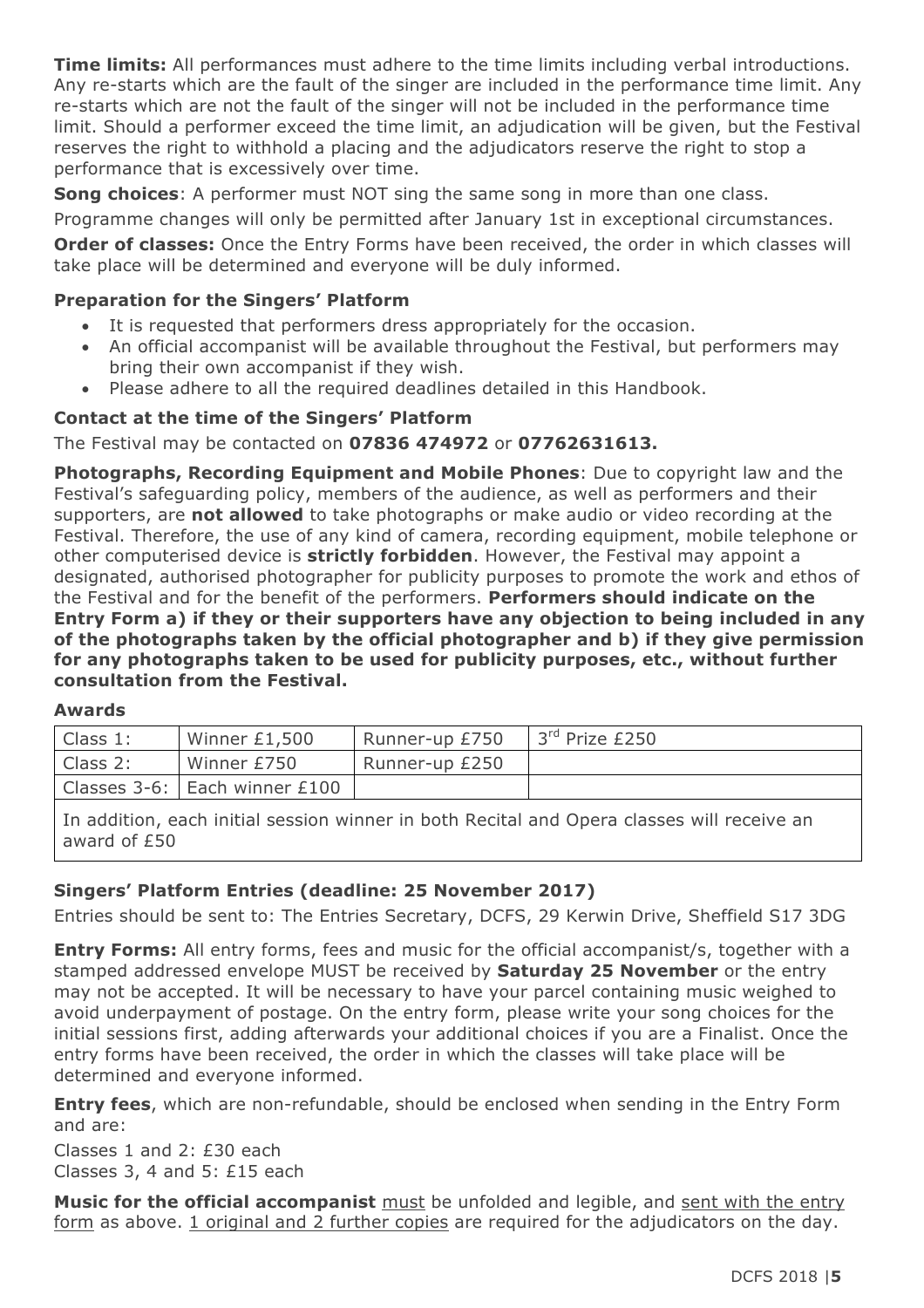**Time limits:** All performances must adhere to the time limits including verbal introductions. Any re-starts which are the fault of the singer are included in the performance time limit. Any re-starts which are not the fault of the singer will not be included in the performance time limit. Should a performer exceed the time limit, an adjudication will be given, but the Festival reserves the right to withhold a placing and the adjudicators reserve the right to stop a performance that is excessively over time.

**Song choices**: A performer must NOT sing the same song in more than one class.

Programme changes will only be permitted after January 1st in exceptional circumstances.

**Order of classes:** Once the Entry Forms have been received, the order in which classes will take place will be determined and everyone will be duly informed.

### Preparation for the Singers' Platform

- It is requested that performers dress appropriately for the occasion.
- An official accompanist will be available throughout the Festival, but performers may bring their own accompanist if they wish.
- Please adhere to all the required deadlines detailed in this Handbook.

### Contact at the time of the Singers' Platform

The Festival may be contacted on **07836 474972** or **07762631613.**

**Photographs, Recording Equipment and Mobile Phones**: Due to copyright law and the Festival's safeguarding policy, members of the audience, as well as performers and their supporters, are **not allowed** to take photographs or make audio or video recording at the Festival. Therefore, the use of any kind of camera, recording equipment, mobile telephone or other computerised device is **strictly forbidden**. However, the Festival may appoint a designated, authorised photographer for publicity purposes to promote the work and ethos of the Festival and for the benefit of the performers. **Performers should indicate on the Entry Form a) if they or their supporters have any objection to being included in any of the photographs taken by the official photographer and b) if they give permission for any photographs taken to be used for publicity purposes, etc., without further consultation from the Festival.**

### Awards

| Class 1: | Winner £1,500 | Runner-up £750 | 3rd Prize £250 |
|---|---|---|---|
| Class 2: | Winner £750 | Runner-up £250 | |
| Classes 3-6: | Each winner £100 | | |
| In addition, each initial session winner in both Recital and Opera classes will receive an award of £50 | | | |

### Singers' Platform Entries (deadline: 25 November 2017)

Entries should be sent to: The Entries Secretary, DCFS, 29 Kerwin Drive, Sheffield S17 3DG

**Entry Forms:** All entry forms, fees and music for the official accompanist/s, together with a stamped addressed envelope MUST be received by **Saturday 25 November** or the entry may not be accepted. It will be necessary to have your parcel containing music weighed to avoid underpayment of postage. On the entry form, please write your song choices for the initial sessions first, adding afterwards your additional choices if you are a Finalist. Once the entry forms have been received, the order in which the classes will take place will be determined and everyone informed.

**Entry fees**, which are non-refundable, should be enclosed when sending in the Entry Form and are:

Classes 1 and 2: £30 each
Classes 3, 4 and 5: £15 each

**Music for the official accompanist** must be unfolded and legible, and sent with the entry form as above. 1 original and 2 further copies are required for the adjudicators on the day.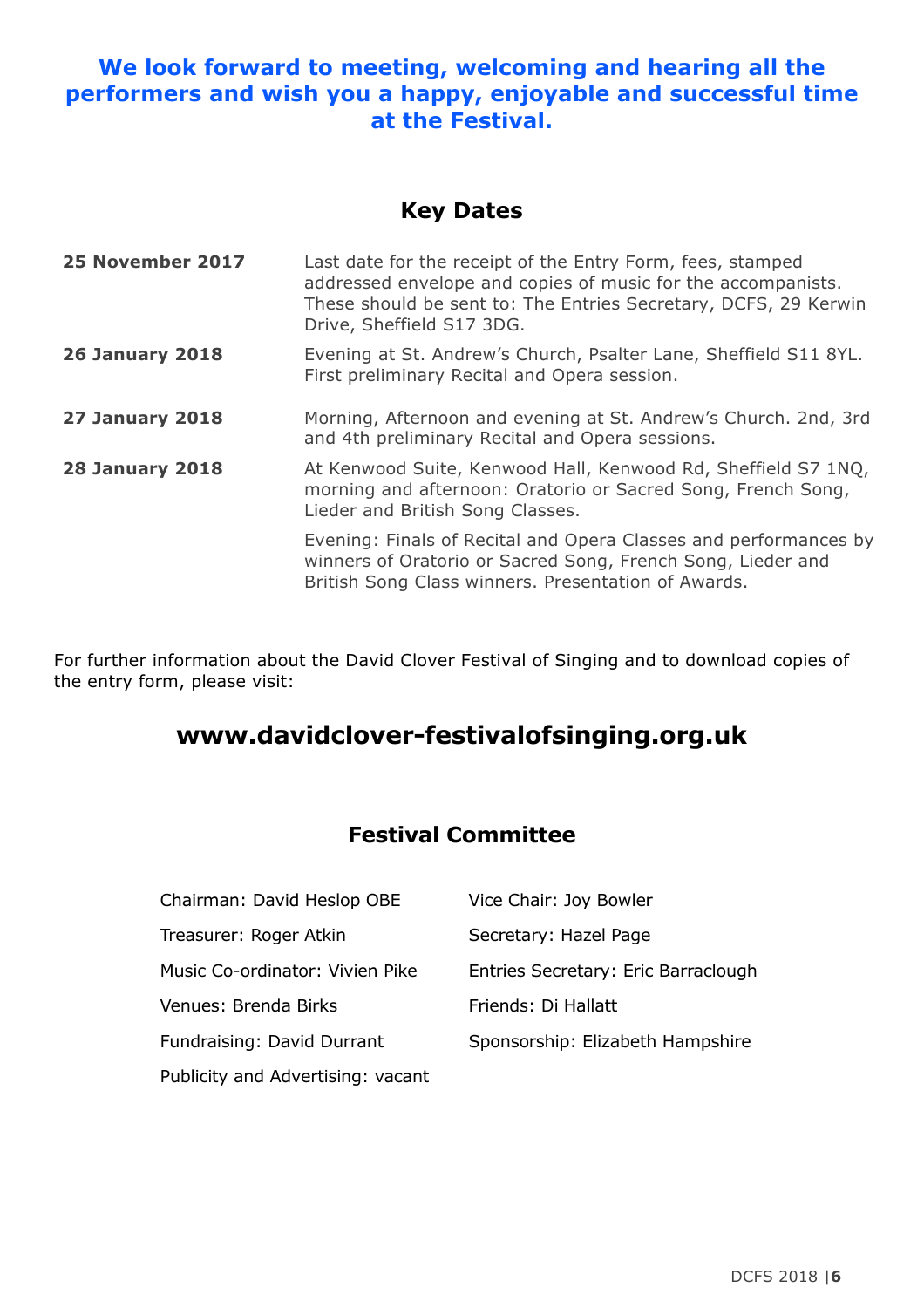**We look forward to meeting, welcoming and hearing all the performers and wish you a happy, enjoyable and successful time at the Festival.**

## Key Dates

| | |
|---|---|
| **25 November 2017** | Last date for the receipt of the Entry Form, fees, stamped addressed envelope and copies of music for the accompanists. These should be sent to: The Entries Secretary, DCFS, 29 Kerwin Drive, Sheffield S17 3DG. |
| **26 January 2018** | Evening at St. Andrew's Church, Psalter Lane, Sheffield S11 8YL. First preliminary Recital and Opera session. |
| **27 January 2018** | Morning, Afternoon and evening at St. Andrew's Church. 2nd, 3rd and 4th preliminary Recital and Opera sessions. |
| **28 January 2018** | At Kenwood Suite, Kenwood Hall, Kenwood Rd, Sheffield S7 1NQ, morning and afternoon: Oratorio or Sacred Song, French Song, Lieder and British Song Classes. |
| | Evening: Finals of Recital and Opera Classes and performances by winners of Oratorio or Sacred Song, French Song, Lieder and British Song Class winners. Presentation of Awards. |

For further information about the David Clover Festival of Singing and to download copies of the entry form, please visit:

## www.davidclover-festivalofsinging.org.uk

## Festival Committee

Chairman: David Heslop OBE

Vice Chair: Joy Bowler

Treasurer: Roger Atkin

Secretary: Hazel Page

Music Co-ordinator: Vivien Pike

Entries Secretary: Eric Barraclough

Venues: Brenda Birks

Friends: Di Hallatt

Fundraising: David Durrant

Sponsorship: Elizabeth Hampshire

Publicity and Advertising: vacant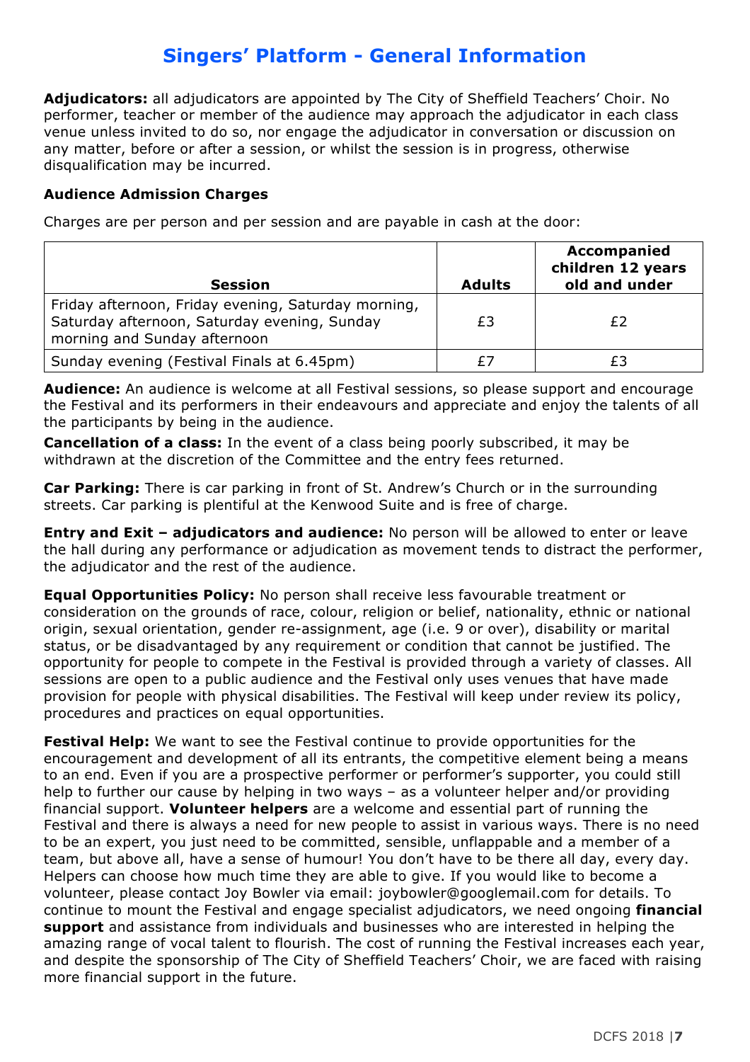# Singers' Platform - General Information

**Adjudicators:** all adjudicators are appointed by The City of Sheffield Teachers' Choir. No performer, teacher or member of the audience may approach the adjudicator in each class venue unless invited to do so, nor engage the adjudicator in conversation or discussion on any matter, before or after a session, or whilst the session is in progress, otherwise disqualification may be incurred.

**Audience Admission Charges**

Charges are per person and per session and are payable in cash at the door:

| Session | Adults | Accompanied children 12 years old and under |
|---|---|---|
| Friday afternoon, Friday evening, Saturday morning, Saturday afternoon, Saturday evening, Sunday morning and Sunday afternoon | £3 | £2 |
| Sunday evening (Festival Finals at 6.45pm) | £7 | £3 |

**Audience:** An audience is welcome at all Festival sessions, so please support and encourage the Festival and its performers in their endeavours and appreciate and enjoy the talents of all the participants by being in the audience.

**Cancellation of a class:** In the event of a class being poorly subscribed, it may be withdrawn at the discretion of the Committee and the entry fees returned.

**Car Parking:** There is car parking in front of St. Andrew's Church or in the surrounding streets. Car parking is plentiful at the Kenwood Suite and is free of charge.

**Entry and Exit – adjudicators and audience:** No person will be allowed to enter or leave the hall during any performance or adjudication as movement tends to distract the performer, the adjudicator and the rest of the audience.

**Equal Opportunities Policy:** No person shall receive less favourable treatment or consideration on the grounds of race, colour, religion or belief, nationality, ethnic or national origin, sexual orientation, gender re-assignment, age (i.e. 9 or over), disability or marital status, or be disadvantaged by any requirement or condition that cannot be justified. The opportunity for people to compete in the Festival is provided through a variety of classes. All sessions are open to a public audience and the Festival only uses venues that have made provision for people with physical disabilities. The Festival will keep under review its policy, procedures and practices on equal opportunities.

**Festival Help:** We want to see the Festival continue to provide opportunities for the encouragement and development of all its entrants, the competitive element being a means to an end. Even if you are a prospective performer or performer's supporter, you could still help to further our cause by helping in two ways – as a volunteer helper and/or providing financial support. **Volunteer helpers** are a welcome and essential part of running the Festival and there is always a need for new people to assist in various ways. There is no need to be an expert, you just need to be committed, sensible, unflappable and a member of a team, but above all, have a sense of humour! You don't have to be there all day, every day. Helpers can choose how much time they are able to give. If you would like to become a volunteer, please contact Joy Bowler via email: joybowler@googlemail.com for details. To continue to mount the Festival and engage specialist adjudicators, we need ongoing **financial support** and assistance from individuals and businesses who are interested in helping the amazing range of vocal talent to flourish. The cost of running the Festival increases each year, and despite the sponsorship of The City of Sheffield Teachers' Choir, we are faced with raising more financial support in the future.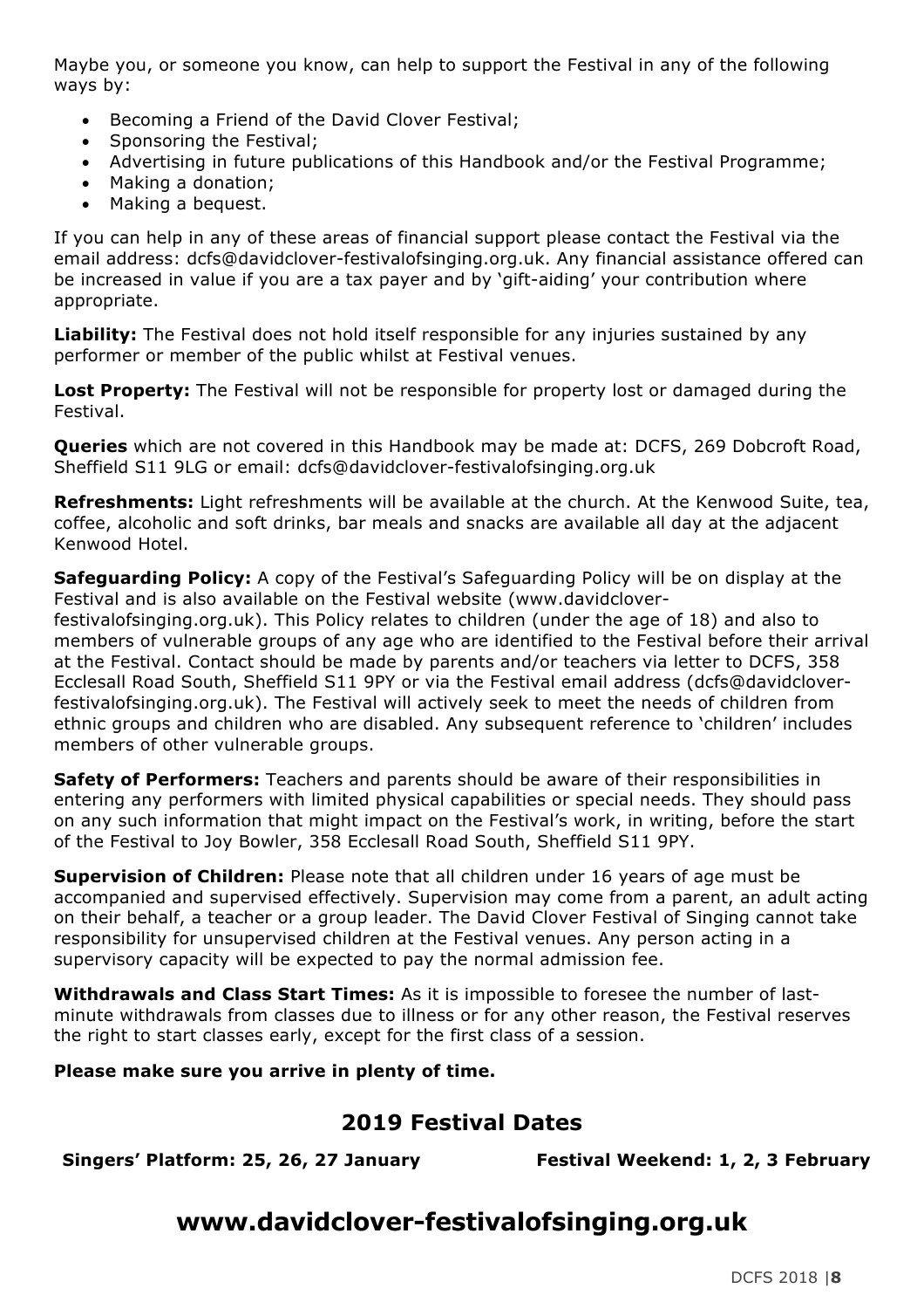Maybe you, or someone you know, can help to support the Festival in any of the following ways by:

- Becoming a Friend of the David Clover Festival;
- Sponsoring the Festival;
- Advertising in future publications of this Handbook and/or the Festival Programme;
- Making a donation;
- Making a bequest.

If you can help in any of these areas of financial support please contact the Festival via the email address: dcfs@davidclover-festivalofsinging.org.uk. Any financial assistance offered can be increased in value if you are a tax payer and by 'gift-aiding' your contribution where appropriate.

**Liability:** The Festival does not hold itself responsible for any injuries sustained by any performer or member of the public whilst at Festival venues.

**Lost Property:** The Festival will not be responsible for property lost or damaged during the Festival.

**Queries** which are not covered in this Handbook may be made at: DCFS, 269 Dobcroft Road, Sheffield S11 9LG or email: dcfs@davidclover-festivalofsinging.org.uk

**Refreshments:** Light refreshments will be available at the church. At the Kenwood Suite, tea, coffee, alcoholic and soft drinks, bar meals and snacks are available all day at the adjacent Kenwood Hotel.

**Safeguarding Policy:** A copy of the Festival's Safeguarding Policy will be on display at the Festival and is also available on the Festival website (www.davidclover-festivalofsinging.org.uk). This Policy relates to children (under the age of 18) and also to members of vulnerable groups of any age who are identified to the Festival before their arrival at the Festival. Contact should be made by parents and/or teachers via letter to DCFS, 358 Ecclesall Road South, Sheffield S11 9PY or via the Festival email address (dcfs@davidclover-festivalofsinging.org.uk). The Festival will actively seek to meet the needs of children from ethnic groups and children who are disabled. Any subsequent reference to 'children' includes members of other vulnerable groups.

**Safety of Performers:** Teachers and parents should be aware of their responsibilities in entering any performers with limited physical capabilities or special needs. They should pass on any such information that might impact on the Festival's work, in writing, before the start of the Festival to Joy Bowler, 358 Ecclesall Road South, Sheffield S11 9PY.

**Supervision of Children:** Please note that all children under 16 years of age must be accompanied and supervised effectively. Supervision may come from a parent, an adult acting on their behalf, a teacher or a group leader. The David Clover Festival of Singing cannot take responsibility for unsupervised children at the Festival venues. Any person acting in a supervisory capacity will be expected to pay the normal admission fee.

**Withdrawals and Class Start Times:** As it is impossible to foresee the number of last-minute withdrawals from classes due to illness or for any other reason, the Festival reserves the right to start classes early, except for the first class of a session.

**Please make sure you arrive in plenty of time.**

## 2019 Festival Dates

**Singers' Platform: 25, 26, 27 January** **Festival Weekend: 1, 2, 3 February**

# www.davidclover-festivalofsinging.org.uk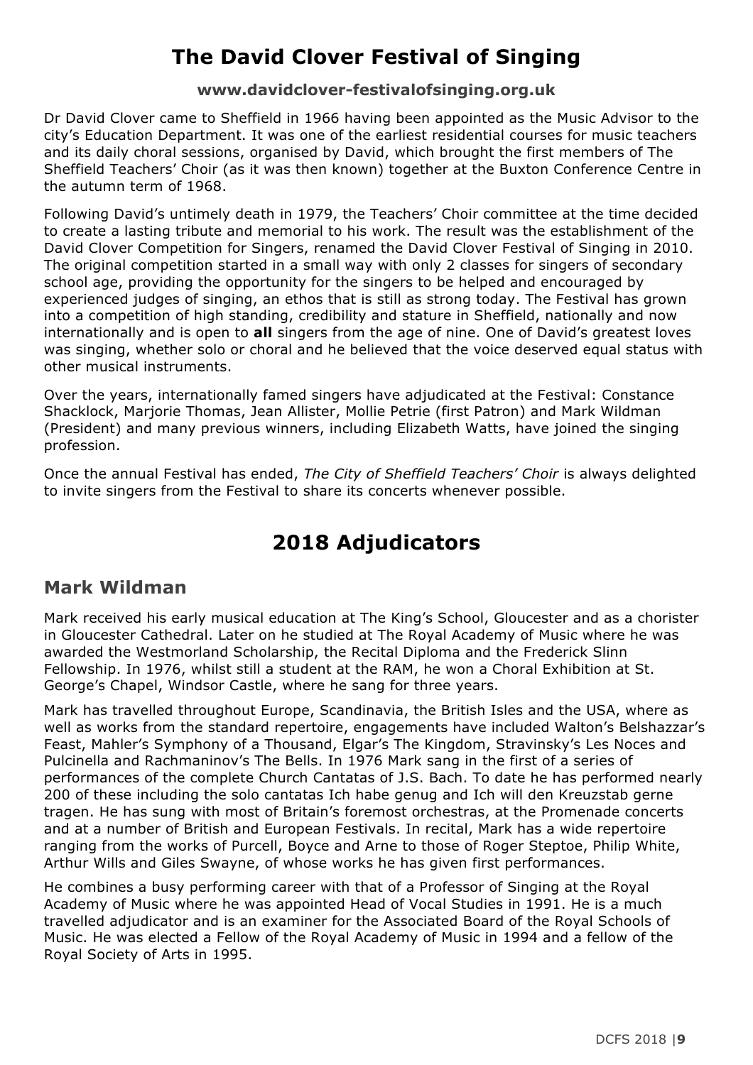# The David Clover Festival of Singing

**www.davidclover-festivalofsinging.org.uk**

Dr David Clover came to Sheffield in 1966 having been appointed as the Music Advisor to the city's Education Department. It was one of the earliest residential courses for music teachers and its daily choral sessions, organised by David, which brought the first members of The Sheffield Teachers' Choir (as it was then known) together at the Buxton Conference Centre in the autumn term of 1968.

Following David's untimely death in 1979, the Teachers' Choir committee at the time decided to create a lasting tribute and memorial to his work. The result was the establishment of the David Clover Competition for Singers, renamed the David Clover Festival of Singing in 2010. The original competition started in a small way with only 2 classes for singers of secondary school age, providing the opportunity for the singers to be helped and encouraged by experienced judges of singing, an ethos that is still as strong today. The Festival has grown into a competition of high standing, credibility and stature in Sheffield, nationally and now internationally and is open to **all** singers from the age of nine. One of David's greatest loves was singing, whether solo or choral and he believed that the voice deserved equal status with other musical instruments.

Over the years, internationally famed singers have adjudicated at the Festival: Constance Shacklock, Marjorie Thomas, Jean Allister, Mollie Petrie (first Patron) and Mark Wildman (President) and many previous winners, including Elizabeth Watts, have joined the singing profession.

Once the annual Festival has ended, *The City of Sheffield Teachers' Choir* is always delighted to invite singers from the Festival to share its concerts whenever possible.

# 2018 Adjudicators

## Mark Wildman

Mark received his early musical education at The King's School, Gloucester and as a chorister in Gloucester Cathedral. Later on he studied at The Royal Academy of Music where he was awarded the Westmorland Scholarship, the Recital Diploma and the Frederick Slinn Fellowship. In 1976, whilst still a student at the RAM, he won a Choral Exhibition at St. George's Chapel, Windsor Castle, where he sang for three years.

Mark has travelled throughout Europe, Scandinavia, the British Isles and the USA, where as well as works from the standard repertoire, engagements have included Walton's Belshazzar's Feast, Mahler's Symphony of a Thousand, Elgar's The Kingdom, Stravinsky's Les Noces and Pulcinella and Rachmaninov's The Bells. In 1976 Mark sang in the first of a series of performances of the complete Church Cantatas of J.S. Bach. To date he has performed nearly 200 of these including the solo cantatas Ich habe genug and Ich will den Kreuzstab gerne tragen. He has sung with most of Britain's foremost orchestras, at the Promenade concerts and at a number of British and European Festivals. In recital, Mark has a wide repertoire ranging from the works of Purcell, Boyce and Arne to those of Roger Steptoe, Philip White, Arthur Wills and Giles Swayne, of whose works he has given first performances.

He combines a busy performing career with that of a Professor of Singing at the Royal Academy of Music where he was appointed Head of Vocal Studies in 1991. He is a much travelled adjudicator and is an examiner for the Associated Board of the Royal Schools of Music. He was elected a Fellow of the Royal Academy of Music in 1994 and a fellow of the Royal Society of Arts in 1995.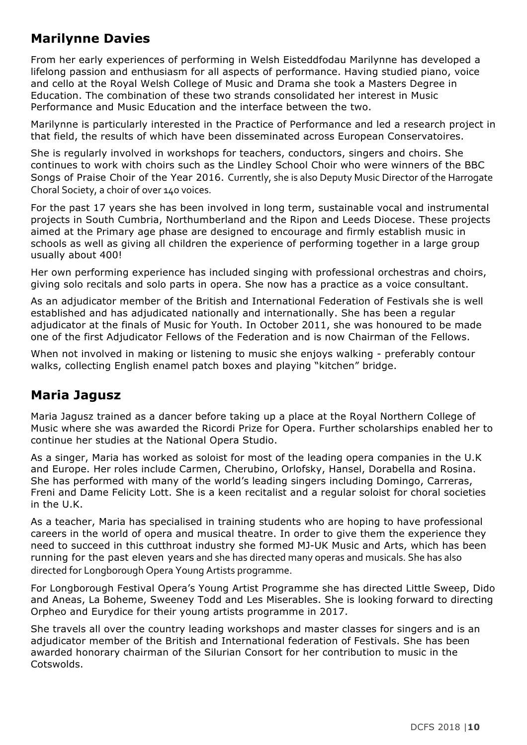## Marilynne Davies

From her early experiences of performing in Welsh Eisteddfodau Marilynne has developed a lifelong passion and enthusiasm for all aspects of performance. Having studied piano, voice and cello at the Royal Welsh College of Music and Drama she took a Masters Degree in Education. The combination of these two strands consolidated her interest in Music Performance and Music Education and the interface between the two.

Marilynne is particularly interested in the Practice of Performance and led a research project in that field, the results of which have been disseminated across European Conservatoires.

She is regularly involved in workshops for teachers, conductors, singers and choirs. She continues to work with choirs such as the Lindley School Choir who were winners of the BBC Songs of Praise Choir of the Year 2016. Currently, she is also Deputy Music Director of the Harrogate Choral Society, a choir of over 140 voices.

For the past 17 years she has been involved in long term, sustainable vocal and instrumental projects in South Cumbria, Northumberland and the Ripon and Leeds Diocese. These projects aimed at the Primary age phase are designed to encourage and firmly establish music in schools as well as giving all children the experience of performing together in a large group usually about 400!

Her own performing experience has included singing with professional orchestras and choirs, giving solo recitals and solo parts in opera. She now has a practice as a voice consultant.

As an adjudicator member of the British and International Federation of Festivals she is well established and has adjudicated nationally and internationally. She has been a regular adjudicator at the finals of Music for Youth. In October 2011, she was honoured to be made one of the first Adjudicator Fellows of the Federation and is now Chairman of the Fellows.

When not involved in making or listening to music she enjoys walking - preferably contour walks, collecting English enamel patch boxes and playing "kitchen" bridge.

## Maria Jagusz

Maria Jagusz trained as a dancer before taking up a place at the Royal Northern College of Music where she was awarded the Ricordi Prize for Opera. Further scholarships enabled her to continue her studies at the National Opera Studio.

As a singer, Maria has worked as soloist for most of the leading opera companies in the U.K and Europe. Her roles include Carmen, Cherubino, Orlofsky, Hansel, Dorabella and Rosina. She has performed with many of the world's leading singers including Domingo, Carreras, Freni and Dame Felicity Lott. She is a keen recitalist and a regular soloist for choral societies in the U.K.

As a teacher, Maria has specialised in training students who are hoping to have professional careers in the world of opera and musical theatre. In order to give them the experience they need to succeed in this cutthroat industry she formed MJ-UK Music and Arts, which has been running for the past eleven years and she has directed many operas and musicals. She has also directed for Longborough Opera Young Artists programme.

For Longborough Festival Opera's Young Artist Programme she has directed Little Sweep, Dido and Aneas, La Boheme, Sweeney Todd and Les Miserables. She is looking forward to directing Orpheo and Eurydice for their young artists programme in 2017.

She travels all over the country leading workshops and master classes for singers and is an adjudicator member of the British and International federation of Festivals. She has been awarded honorary chairman of the Silurian Consort for her contribution to music in the Cotswolds.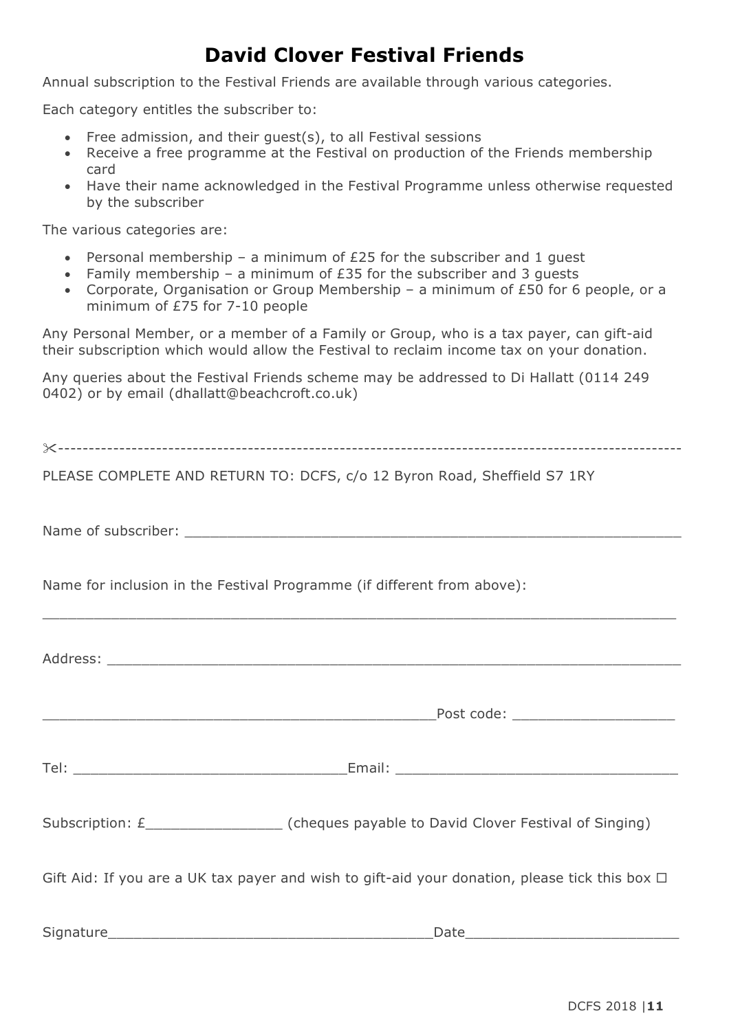# David Clover Festival Friends

Annual subscription to the Festival Friends are available through various categories.

Each category entitles the subscriber to:

- Free admission, and their guest(s), to all Festival sessions
- Receive a free programme at the Festival on production of the Friends membership card
- Have their name acknowledged in the Festival Programme unless otherwise requested by the subscriber

The various categories are:

- Personal membership – a minimum of £25 for the subscriber and 1 guest
- Family membership – a minimum of £35 for the subscriber and 3 guests
- Corporate, Organisation or Group Membership – a minimum of £50 for 6 people, or a minimum of £75 for 7-10 people

Any Personal Member, or a member of a Family or Group, who is a tax payer, can gift-aid their subscription which would allow the Festival to reclaim income tax on your donation.

Any queries about the Festival Friends scheme may be addressed to Di Hallatt (0114 249 0402) or by email (dhallatt@beachcroft.co.uk)

✂-----------------------------------------------------------------------------------------------------

PLEASE COMPLETE AND RETURN TO: DCFS, c/o 12 Byron Road, Sheffield S7 1RY

Name of subscriber: ____________________________________________________________

Name for inclusion in the Festival Programme (if different from above):

__________________________________________________________________________

Address: _______________________________________________________________

_______________________________________________Post code: ___________________

Tel: _______________________________Email: _________________________________

Subscription: £________________ (cheques payable to David Clover Festival of Singing)

Gift Aid: If you are a UK tax payer and wish to gift-aid your donation, please tick this box ☐

Signature______________________________________Date_________________________